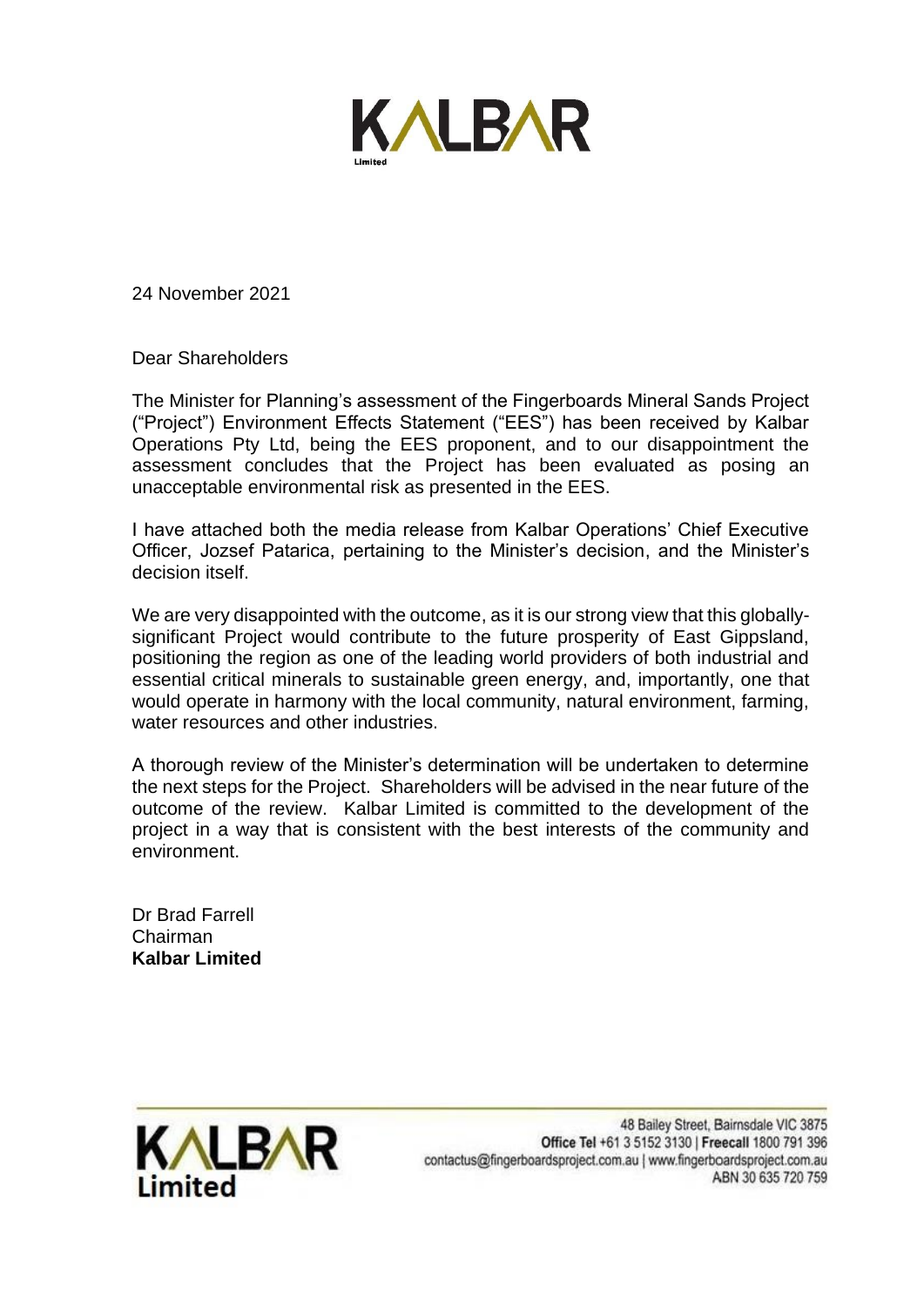KALBAR Limited

24 November 2021

Dear Shareholders

The Minister for Planning's assessment of the Fingerboards Mineral Sands Project ("Project") Environment Effects Statement ("EES") has been received by Kalbar Operations Pty Ltd, being the EES proponent, and to our disappointment the assessment concludes that the Project has been evaluated as posing an unacceptable environmental risk as presented in the EES.

I have attached both the media release from Kalbar Operations' Chief Executive Officer, Jozsef Patarica, pertaining to the Minister's decision, and the Minister's decision itself.

We are very disappointed with the outcome, as it is our strong view that this globally-significant Project would contribute to the future prosperity of East Gippsland, positioning the region as one of the leading world providers of both industrial and essential critical minerals to sustainable green energy, and, importantly, one that would operate in harmony with the local community, natural environment, farming, water resources and other industries.

A thorough review of the Minister's determination will be undertaken to determine the next steps for the Project. Shareholders will be advised in the near future of the outcome of the review. Kalbar Limited is committed to the development of the project in a way that is consistent with the best interests of the community and environment.

Dr Brad Farrell
Chairman
**Kalbar Limited**

KALBAR Limited

48 Bailey Street, Bairnsdale VIC 3875
**Office Tel** +61 3 5152 3130 | **Freecall** 1800 791 396
contactus@fingerboardsproject.com.au | www.fingerboardsproject.com.au
ABN 30 635 720 759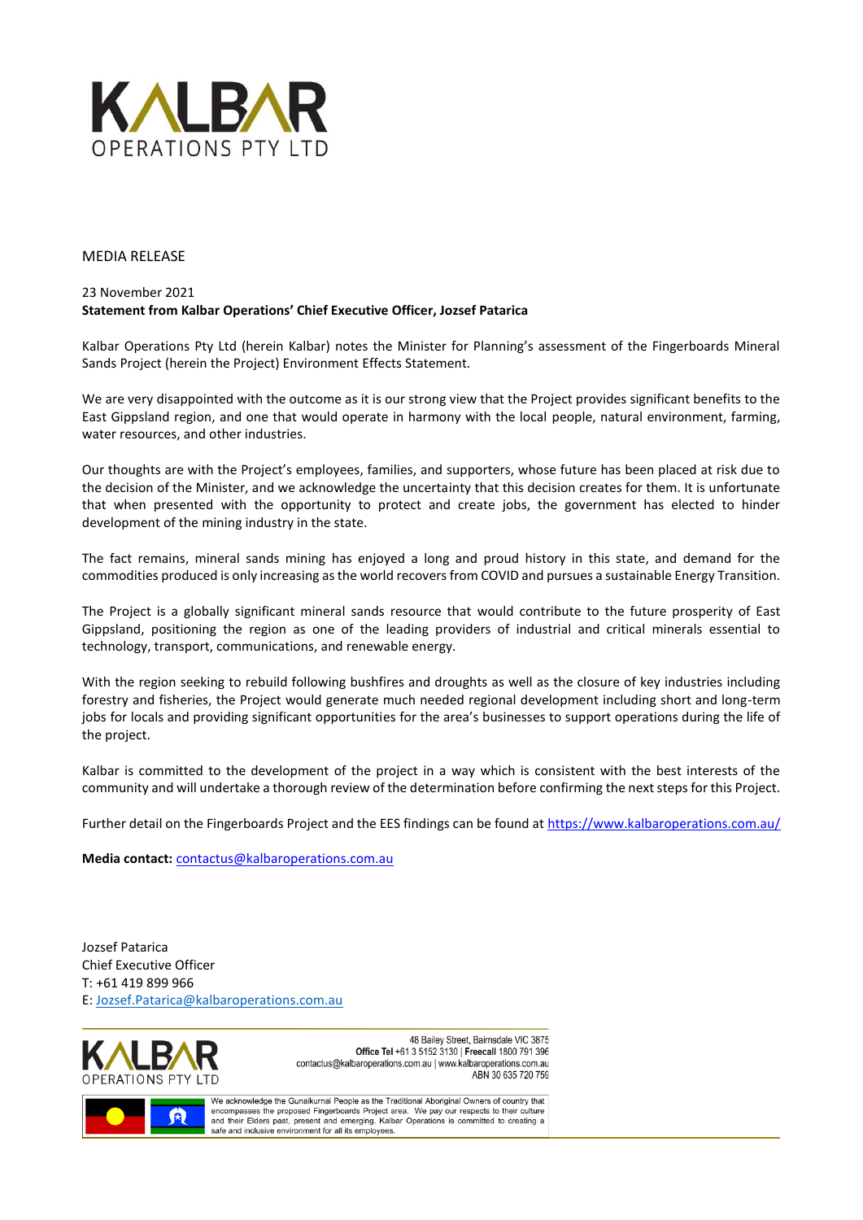KALBAR
OPERATIONS PTY LTD

MEDIA RELEASE

23 November 2021

**Statement from Kalbar Operations' Chief Executive Officer, Jozsef Patarica**

Kalbar Operations Pty Ltd (herein Kalbar) notes the Minister for Planning's assessment of the Fingerboards Mineral Sands Project (herein the Project) Environment Effects Statement.

We are very disappointed with the outcome as it is our strong view that the Project provides significant benefits to the East Gippsland region, and one that would operate in harmony with the local people, natural environment, farming, water resources, and other industries.

Our thoughts are with the Project's employees, families, and supporters, whose future has been placed at risk due to the decision of the Minister, and we acknowledge the uncertainty that this decision creates for them. It is unfortunate that when presented with the opportunity to protect and create jobs, the government has elected to hinder development of the mining industry in the state.

The fact remains, mineral sands mining has enjoyed a long and proud history in this state, and demand for the commodities produced is only increasing as the world recovers from COVID and pursues a sustainable Energy Transition.

The Project is a globally significant mineral sands resource that would contribute to the future prosperity of East Gippsland, positioning the region as one of the leading providers of industrial and critical minerals essential to technology, transport, communications, and renewable energy.

With the region seeking to rebuild following bushfires and droughts as well as the closure of key industries including forestry and fisheries, the Project would generate much needed regional development including short and long-term jobs for locals and providing significant opportunities for the area's businesses to support operations during the life of the project.

Kalbar is committed to the development of the project in a way which is consistent with the best interests of the community and will undertake a thorough review of the determination before confirming the next steps for this Project.

Further detail on the Fingerboards Project and the EES findings can be found at https://www.kalbaroperations.com.au/

**Media contact:** contactus@kalbaroperations.com.au

Jozsef Patarica
Chief Executive Officer
T: +61 419 899 966
E: Jozsef.Patarica@kalbaroperations.com.au

KALBAR
OPERATIONS PTY LTD

48 Bailey Street, Bairnsdale VIC 3875
**Office Tel** +61 3 5152 3130 | **Freecall** 1800 791 396
contactus@kalbaroperations.com.au | www.kalbaroperations.com.au
ABN 30 635 720 759

We acknowledge the Gunaikurnai People as the Traditional Aboriginal Owners of country that encompasses the proposed Fingerboards Project area. We pay our respects to their culture and their Elders past, present and emerging. Kalbar Operations is committed to creating a safe and inclusive environment for all its employees.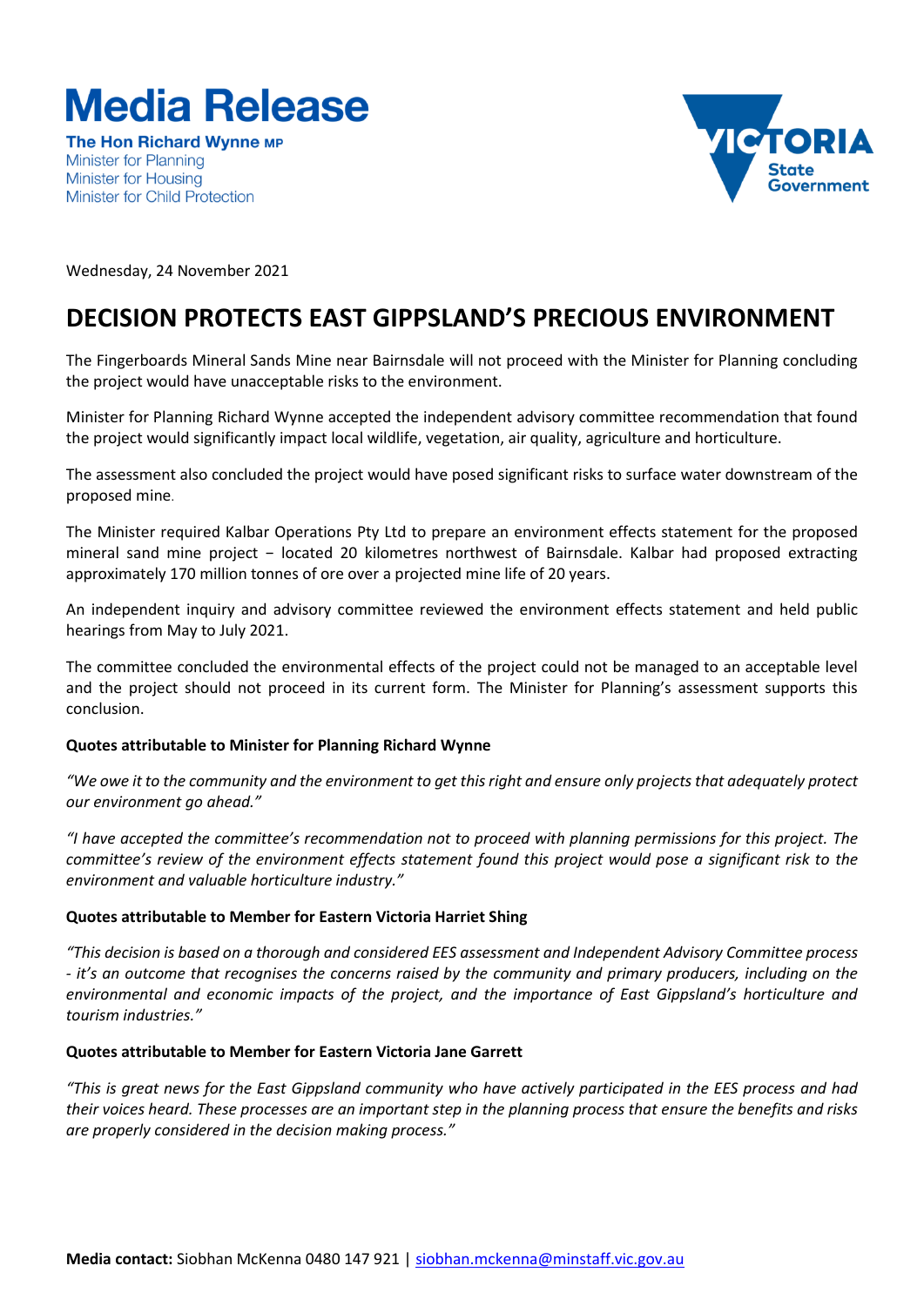# Media Release

**The Hon Richard Wynne MP**
Minister for Planning
Minister for Housing
Minister for Child Protection

Wednesday, 24 November 2021

## DECISION PROTECTS EAST GIPPSLAND'S PRECIOUS ENVIRONMENT

The Fingerboards Mineral Sands Mine near Bairnsdale will not proceed with the Minister for Planning concluding the project would have unacceptable risks to the environment.

Minister for Planning Richard Wynne accepted the independent advisory committee recommendation that found the project would significantly impact local wildlife, vegetation, air quality, agriculture and horticulture.

The assessment also concluded the project would have posed significant risks to surface water downstream of the proposed mine.

The Minister required Kalbar Operations Pty Ltd to prepare an environment effects statement for the proposed mineral sand mine project − located 20 kilometres northwest of Bairnsdale. Kalbar had proposed extracting approximately 170 million tonnes of ore over a projected mine life of 20 years.

An independent inquiry and advisory committee reviewed the environment effects statement and held public hearings from May to July 2021.

The committee concluded the environmental effects of the project could not be managed to an acceptable level and the project should not proceed in its current form. The Minister for Planning's assessment supports this conclusion.

**Quotes attributable to Minister for Planning Richard Wynne**

*"We owe it to the community and the environment to get this right and ensure only projects that adequately protect our environment go ahead."*

*"I have accepted the committee's recommendation not to proceed with planning permissions for this project. The committee's review of the environment effects statement found this project would pose a significant risk to the environment and valuable horticulture industry."*

**Quotes attributable to Member for Eastern Victoria Harriet Shing**

*"This decision is based on a thorough and considered EES assessment and Independent Advisory Committee process - it's an outcome that recognises the concerns raised by the community and primary producers, including on the environmental and economic impacts of the project, and the importance of East Gippsland's horticulture and tourism industries."*

**Quotes attributable to Member for Eastern Victoria Jane Garrett**

*"This is great news for the East Gippsland community who have actively participated in the EES process and had their voices heard. These processes are an important step in the planning process that ensure the benefits and risks are properly considered in the decision making process."*

**Media contact:** Siobhan McKenna 0480 147 921 | siobhan.mckenna@minstaff.vic.gov.au